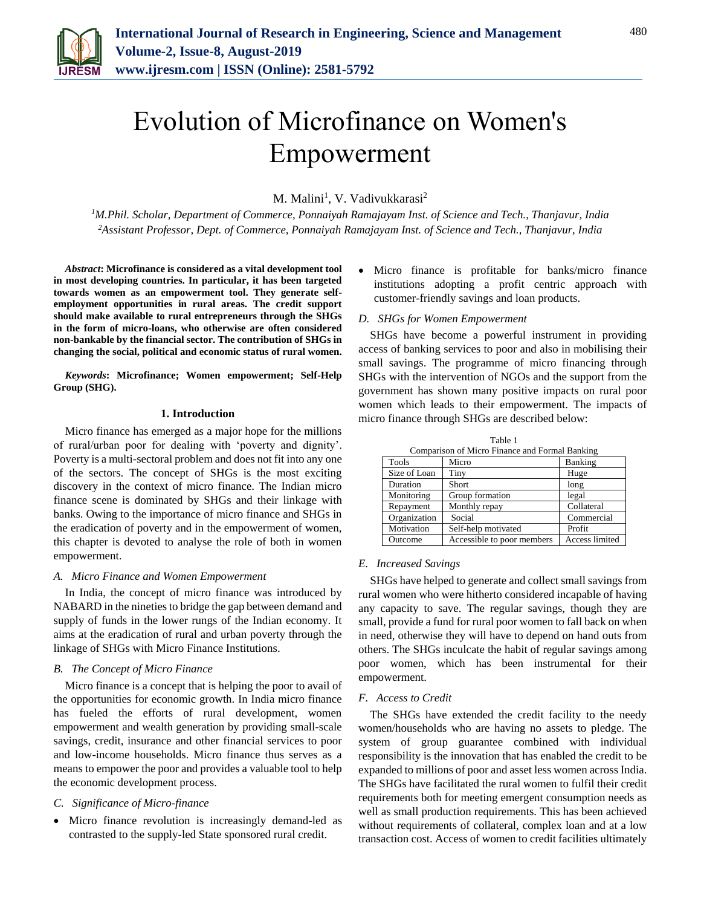# Evolution of Microfinance on Women's Empowerment

M. Malini[1], V. Vadivukkarasi[2]

[1]*M.Phil. Scholar, Department of Commerce, Ponnaiyah Ramajayam Inst. of Science and Tech., Thanjavur, India*
[2]*Assistant Professor, Dept. of Commerce, Ponnaiyah Ramajayam Inst. of Science and Tech., Thanjavur, India*

***Abstract*: Microfinance is considered as a vital development tool in most developing countries. In particular, it has been targeted towards women as an empowerment tool. They generate self-employment opportunities in rural areas. The credit support should make available to rural entrepreneurs through the SHGs in the form of micro-loans, who otherwise are often considered non-bankable by the financial sector. The contribution of SHGs in changing the social, political and economic status of rural women.**

***Keywords*: Microfinance; Women empowerment; Self-Help Group (SHG).**

## 1. Introduction

Micro finance has emerged as a major hope for the millions of rural/urban poor for dealing with 'poverty and dignity'. Poverty is a multi-sectoral problem and does not fit into any one of the sectors. The concept of SHGs is the most exciting discovery in the context of micro finance. The Indian micro finance scene is dominated by SHGs and their linkage with banks. Owing to the importance of micro finance and SHGs in the eradication of poverty and in the empowerment of women, this chapter is devoted to analyse the role of both in women empowerment.

### *A. Micro Finance and Women Empowerment*

In India, the concept of micro finance was introduced by NABARD in the nineties to bridge the gap between demand and supply of funds in the lower rungs of the Indian economy. It aims at the eradication of rural and urban poverty through the linkage of SHGs with Micro Finance Institutions.

### *B. The Concept of Micro Finance*

Micro finance is a concept that is helping the poor to avail of the opportunities for economic growth. In India micro finance has fueled the efforts of rural development, women empowerment and wealth generation by providing small-scale savings, credit, insurance and other financial services to poor and low-income households. Micro finance thus serves as a means to empower the poor and provides a valuable tool to help the economic development process.

### *C. Significance of Micro-finance*

- Micro finance revolution is increasingly demand-led as contrasted to the supply-led State sponsored rural credit.
- Micro finance is profitable for banks/micro finance institutions adopting a profit centric approach with customer-friendly savings and loan products.

### *D. SHGs for Women Empowerment*

SHGs have become a powerful instrument in providing access of banking services to poor and also in mobilising their small savings. The programme of micro financing through SHGs with the intervention of NGOs and the support from the government has shown many positive impacts on rural poor women which leads to their empowerment. The impacts of micro finance through SHGs are described below:

Table 1
Comparison of Micro Finance and Formal Banking

| Tools | Micro | Banking |
|---|---|---|
| Size of Loan | Tiny | Huge |
| Duration | Short | long |
| Monitoring | Group formation | legal |
| Repayment | Monthly repay | Collateral |
| Organization | Social | Commercial |
| Motivation | Self-help motivated | Profit |
| Outcome | Accessible to poor members | Access limited |

### *E. Increased Savings*

SHGs have helped to generate and collect small savings from rural women who were hitherto considered incapable of having any capacity to save. The regular savings, though they are small, provide a fund for rural poor women to fall back on when in need, otherwise they will have to depend on hand outs from others. The SHGs inculcate the habit of regular savings among poor women, which has been instrumental for their empowerment.

### *F. Access to Credit*

The SHGs have extended the credit facility to the needy women/households who are having no assets to pledge. The system of group guarantee combined with individual responsibility is the innovation that has enabled the credit to be expanded to millions of poor and asset less women across India. The SHGs have facilitated the rural women to fulfil their credit requirements both for meeting emergent consumption needs as well as small production requirements. This has been achieved without requirements of collateral, complex loan and at a low transaction cost. Access of women to credit facilities ultimately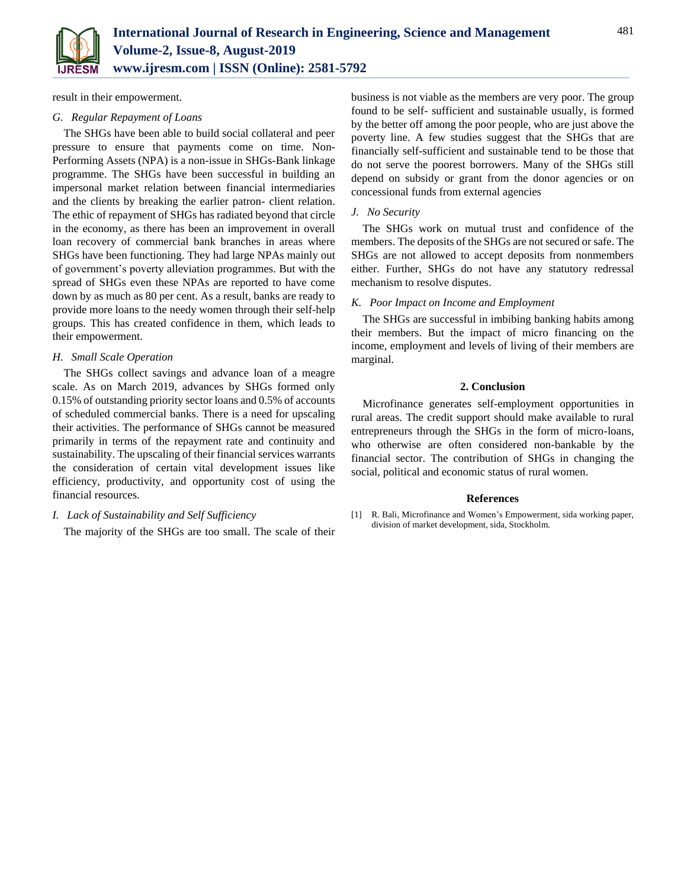result in their empowerment.

### G. Regular Repayment of Loans

The SHGs have been able to build social collateral and peer pressure to ensure that payments come on time. Non-Performing Assets (NPA) is a non-issue in SHGs-Bank linkage programme. The SHGs have been successful in building an impersonal market relation between financial intermediaries and the clients by breaking the earlier patron- client relation. The ethic of repayment of SHGs has radiated beyond that circle in the economy, as there has been an improvement in overall loan recovery of commercial bank branches in areas where SHGs have been functioning. They had large NPAs mainly out of government's poverty alleviation programmes. But with the spread of SHGs even these NPAs are reported to have come down by as much as 80 per cent. As a result, banks are ready to provide more loans to the needy women through their self-help groups. This has created confidence in them, which leads to their empowerment.

### H. Small Scale Operation

The SHGs collect savings and advance loan of a meagre scale. As on March 2019, advances by SHGs formed only 0.15% of outstanding priority sector loans and 0.5% of accounts of scheduled commercial banks. There is a need for upscaling their activities. The performance of SHGs cannot be measured primarily in terms of the repayment rate and continuity and sustainability. The upscaling of their financial services warrants the consideration of certain vital development issues like efficiency, productivity, and opportunity cost of using the financial resources.

### I. Lack of Sustainability and Self Sufficiency

The majority of the SHGs are too small. The scale of their business is not viable as the members are very poor. The group found to be self- sufficient and sustainable usually, is formed by the better off among the poor people, who are just above the poverty line. A few studies suggest that the SHGs that are financially self-sufficient and sustainable tend to be those that do not serve the poorest borrowers. Many of the SHGs still depend on subsidy or grant from the donor agencies or on concessional funds from external agencies

### J. No Security

The SHGs work on mutual trust and confidence of the members. The deposits of the SHGs are not secured or safe. The SHGs are not allowed to accept deposits from nonmembers either. Further, SHGs do not have any statutory redressal mechanism to resolve disputes.

### K. Poor Impact on Income and Employment

The SHGs are successful in imbibing banking habits among their members. But the impact of micro financing on the income, employment and levels of living of their members are marginal.

## 2. Conclusion

Microfinance generates self-employment opportunities in rural areas. The credit support should make available to rural entrepreneurs through the SHGs in the form of micro-loans, who otherwise are often considered non-bankable by the financial sector. The contribution of SHGs in changing the social, political and economic status of rural women.

## References

[1] R. Bali, Microfinance and Women's Empowerment, sida working paper, division of market development, sida, Stockholm.